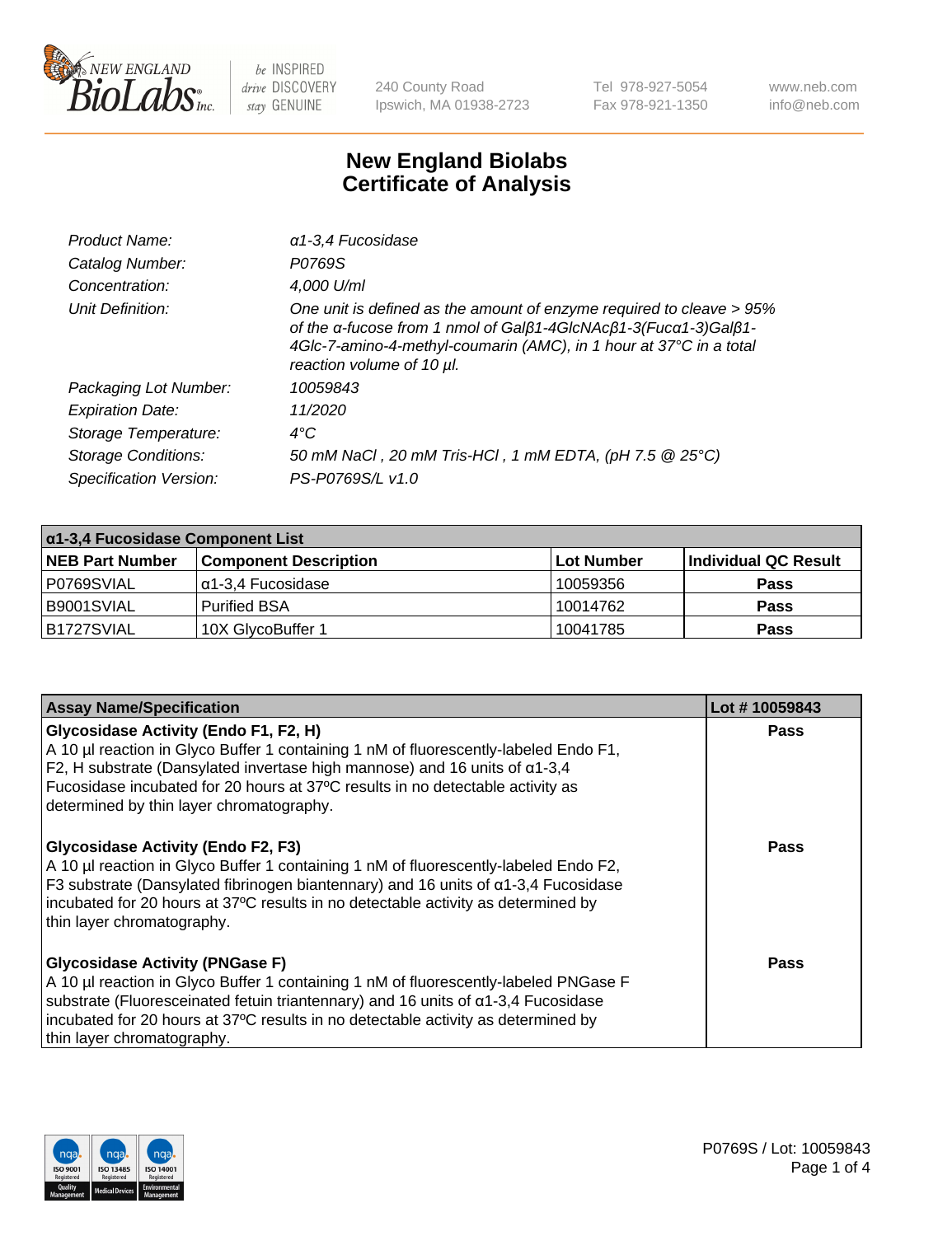# New England Biolabs Certificate of Analysis

| | |
|---|---|
| *Product Name:* | *α1-3,4 Fucosidase* |
| *Catalog Number:* | *P0769S* |
| *Concentration:* | *4,000 U/ml* |
| *Unit Definition:* | *One unit is defined as the amount of enzyme required to cleave > 95% of the α-fucose from 1 nmol of Galβ1-4GlcNAcβ1-3(Fucα1-3)Galβ1-4Glc-7-amino-4-methyl-coumarin (AMC), in 1 hour at 37°C in a total reaction volume of 10 µl.* |
| *Packaging Lot Number:* | *10059843* |
| *Expiration Date:* | *11/2020* |
| *Storage Temperature:* | *4°C* |
| *Storage Conditions:* | *50 mM NaCl , 20 mM Tris-HCl , 1 mM EDTA, (pH 7.5 @ 25°C)* |
| *Specification Version:* | *PS-P0769S/L v1.0* |

| α1-3,4 Fucosidase Component List | | | |
|---|---|---|---|
| **NEB Part Number** | **Component Description** | **Lot Number** | **Individual QC Result** |
| P0769SVIAL | α1-3,4 Fucosidase | 10059356 | **Pass** |
| B9001SVIAL | Purified BSA | 10014762 | **Pass** |
| B1727SVIAL | 10X GlycoBuffer 1 | 10041785 | **Pass** |

| Assay Name/Specification | Lot # 10059843 |
|---|---|
| **Glycosidase Activity (Endo F1, F2, H)**<br>A 10 µl reaction in Glyco Buffer 1 containing 1 nM of fluorescently-labeled Endo F1, F2, H substrate (Dansylated invertase high mannose) and 16 units of α1-3,4 Fucosidase incubated for 20 hours at 37ºC results in no detectable activity as determined by thin layer chromatography. | **Pass** |
| **Glycosidase Activity (Endo F2, F3)**<br>A 10 µl reaction in Glyco Buffer 1 containing 1 nM of fluorescently-labeled Endo F2, F3 substrate (Dansylated fibrinogen biantennary) and 16 units of α1-3,4 Fucosidase incubated for 20 hours at 37ºC results in no detectable activity as determined by thin layer chromatography. | **Pass** |
| **Glycosidase Activity (PNGase F)**<br>A 10 µl reaction in Glyco Buffer 1 containing 1 nM of fluorescently-labeled PNGase F substrate (Fluoresceinated fetuin triantennary) and 16 units of α1-3,4 Fucosidase incubated for 20 hours at 37ºC results in no detectable activity as determined by thin layer chromatography. | **Pass** |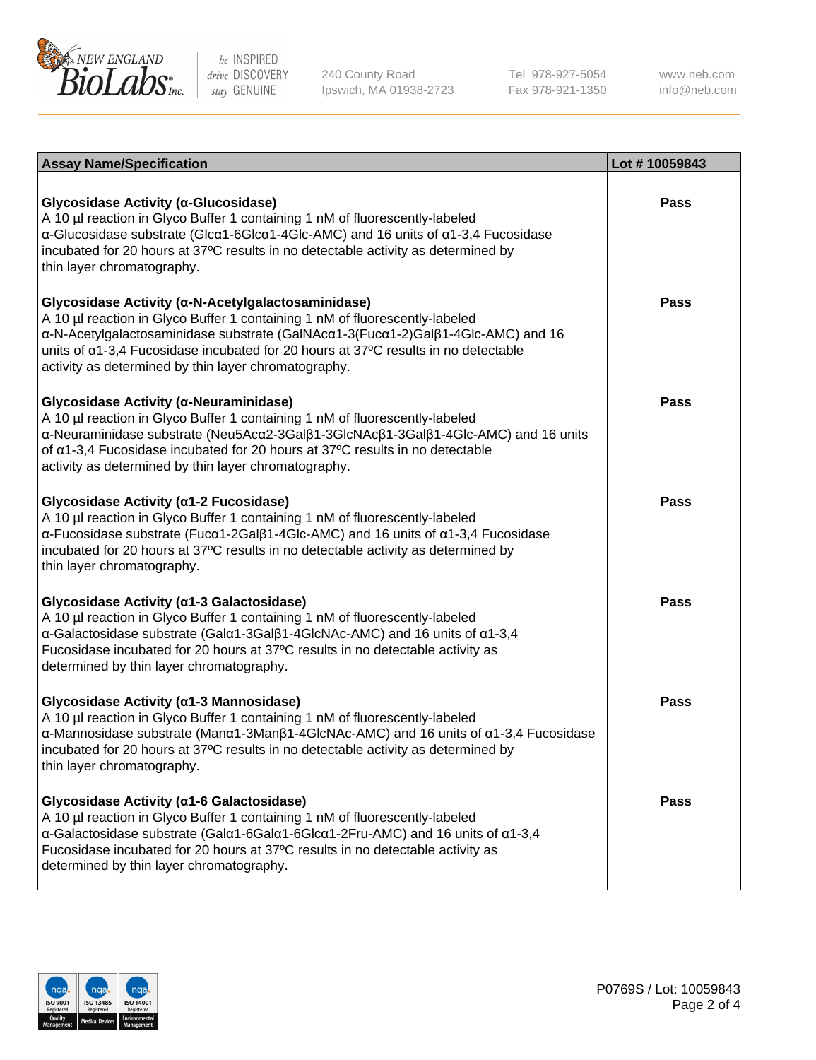| Assay Name/Specification | Lot # 10059843 |
| --- | --- |
| **Glycosidase Activity (α-Glucosidase)**<br>A 10 µl reaction in Glyco Buffer 1 containing 1 nM of fluorescently-labeled α-Glucosidase substrate (Glcα1-6Glcα1-4Glc-AMC) and 16 units of α1-3,4 Fucosidase incubated for 20 hours at 37ºC results in no detectable activity as determined by thin layer chromatography. | Pass |
| **Glycosidase Activity (α-N-Acetylgalactosaminidase)**<br>A 10 µl reaction in Glyco Buffer 1 containing 1 nM of fluorescently-labeled α-N-Acetylgalactosaminidase substrate (GalNAcα1-3(Fucα1-2)Galβ1-4Glc-AMC) and 16 units of α1-3,4 Fucosidase incubated for 20 hours at 37ºC results in no detectable activity as determined by thin layer chromatography. | Pass |
| **Glycosidase Activity (α-Neuraminidase)**<br>A 10 µl reaction in Glyco Buffer 1 containing 1 nM of fluorescently-labeled α-Neuraminidase substrate (Neu5Acα2-3Galβ1-3GlcNAcβ1-3Galβ1-4Glc-AMC) and 16 units of α1-3,4 Fucosidase incubated for 20 hours at 37ºC results in no detectable activity as determined by thin layer chromatography. | Pass |
| **Glycosidase Activity (α1-2 Fucosidase)**<br>A 10 µl reaction in Glyco Buffer 1 containing 1 nM of fluorescently-labeled α-Fucosidase substrate (Fucα1-2Galβ1-4Glc-AMC) and 16 units of α1-3,4 Fucosidase incubated for 20 hours at 37ºC results in no detectable activity as determined by thin layer chromatography. | Pass |
| **Glycosidase Activity (α1-3 Galactosidase)**<br>A 10 µl reaction in Glyco Buffer 1 containing 1 nM of fluorescently-labeled α-Galactosidase substrate (Galα1-3Galβ1-4GlcNAc-AMC) and 16 units of α1-3,4 Fucosidase incubated for 20 hours at 37ºC results in no detectable activity as determined by thin layer chromatography. | Pass |
| **Glycosidase Activity (α1-3 Mannosidase)**<br>A 10 µl reaction in Glyco Buffer 1 containing 1 nM of fluorescently-labeled α-Mannosidase substrate (Manα1-3Manβ1-4GlcNAc-AMC) and 16 units of α1-3,4 Fucosidase incubated for 20 hours at 37ºC results in no detectable activity as determined by thin layer chromatography. | Pass |
| **Glycosidase Activity (α1-6 Galactosidase)**<br>A 10 µl reaction in Glyco Buffer 1 containing 1 nM of fluorescently-labeled α-Galactosidase substrate (Galα1-6Galα1-6Glcα1-2Fru-AMC) and 16 units of α1-3,4 Fucosidase incubated for 20 hours at 37ºC results in no detectable activity as determined by thin layer chromatography. | Pass |

P0769S / Lot: 10059843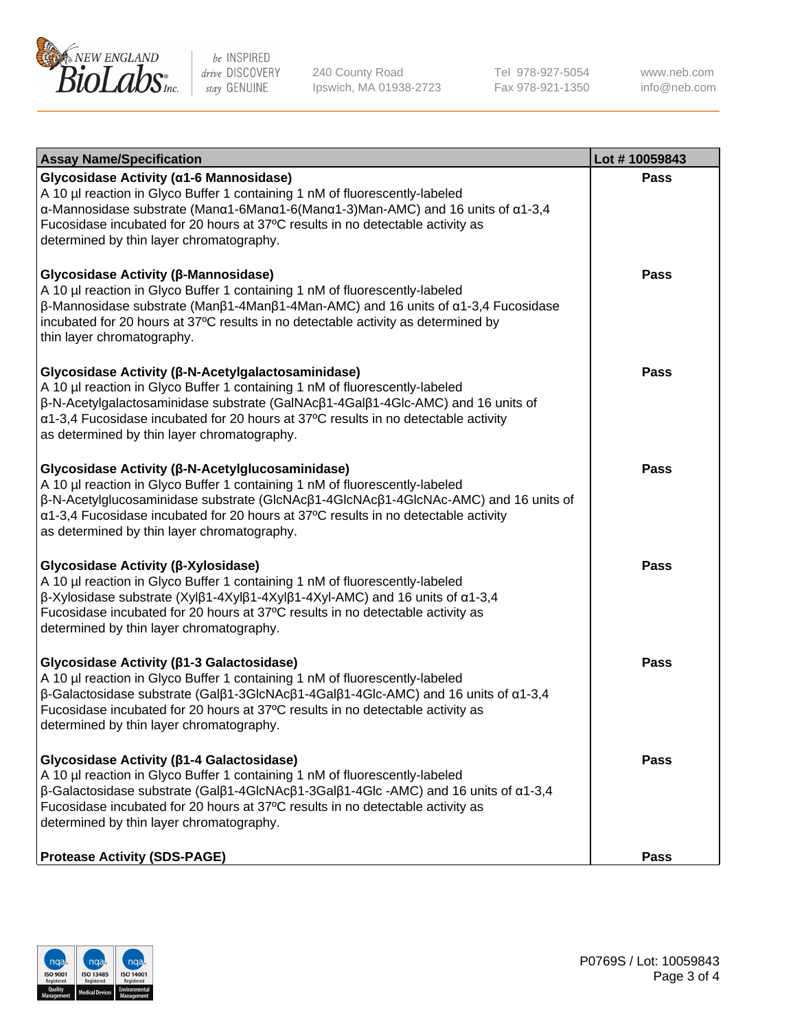| Assay Name/Specification | Lot # 10059843 |
| --- | --- |
| **Glycosidase Activity (α1-6 Mannosidase)**<br>A 10 µl reaction in Glyco Buffer 1 containing 1 nM of fluorescently-labeled α-Mannosidase substrate (Manα1-6Manα1-6(Manα1-3)Man-AMC) and 16 units of α1-3,4 Fucosidase incubated for 20 hours at 37ºC results in no detectable activity as determined by thin layer chromatography. | **Pass** |
| **Glycosidase Activity (β-Mannosidase)**<br>A 10 µl reaction in Glyco Buffer 1 containing 1 nM of fluorescently-labeled β-Mannosidase substrate (Manβ1-4Manβ1-4Man-AMC) and 16 units of α1-3,4 Fucosidase incubated for 20 hours at 37ºC results in no detectable activity as determined by thin layer chromatography. | **Pass** |
| **Glycosidase Activity (β-N-Acetylgalactosaminidase)**<br>A 10 µl reaction in Glyco Buffer 1 containing 1 nM of fluorescently-labeled β-N-Acetylgalactosaminidase substrate (GalNAcβ1-4Galβ1-4Glc-AMC) and 16 units of α1-3,4 Fucosidase incubated for 20 hours at 37ºC results in no detectable activity as determined by thin layer chromatography. | **Pass** |
| **Glycosidase Activity (β-N-Acetylglucosaminidase)**<br>A 10 µl reaction in Glyco Buffer 1 containing 1 nM of fluorescently-labeled β-N-Acetylglucosaminidase substrate (GlcNAcβ1-4GlcNAcβ1-4GlcNAc-AMC) and 16 units of α1-3,4 Fucosidase incubated for 20 hours at 37ºC results in no detectable activity as determined by thin layer chromatography. | **Pass** |
| **Glycosidase Activity (β-Xylosidase)**<br>A 10 µl reaction in Glyco Buffer 1 containing 1 nM of fluorescently-labeled β-Xylosidase substrate (Xylβ1-4Xylβ1-4Xylβ1-4Xyl-AMC) and 16 units of α1-3,4 Fucosidase incubated for 20 hours at 37ºC results in no detectable activity as determined by thin layer chromatography. | **Pass** |
| **Glycosidase Activity (β1-3 Galactosidase)**<br>A 10 µl reaction in Glyco Buffer 1 containing 1 nM of fluorescently-labeled β-Galactosidase substrate (Galβ1-3GlcNAcβ1-4Galβ1-4Glc-AMC) and 16 units of α1-3,4 Fucosidase incubated for 20 hours at 37ºC results in no detectable activity as determined by thin layer chromatography. | **Pass** |
| **Glycosidase Activity (β1-4 Galactosidase)**<br>A 10 µl reaction in Glyco Buffer 1 containing 1 nM of fluorescently-labeled β-Galactosidase substrate (Galβ1-4GlcNAcβ1-3Galβ1-4Glc -AMC) and 16 units of α1-3,4 Fucosidase incubated for 20 hours at 37ºC results in no detectable activity as determined by thin layer chromatography. | **Pass** |
| **Protease Activity (SDS-PAGE)** | **Pass** |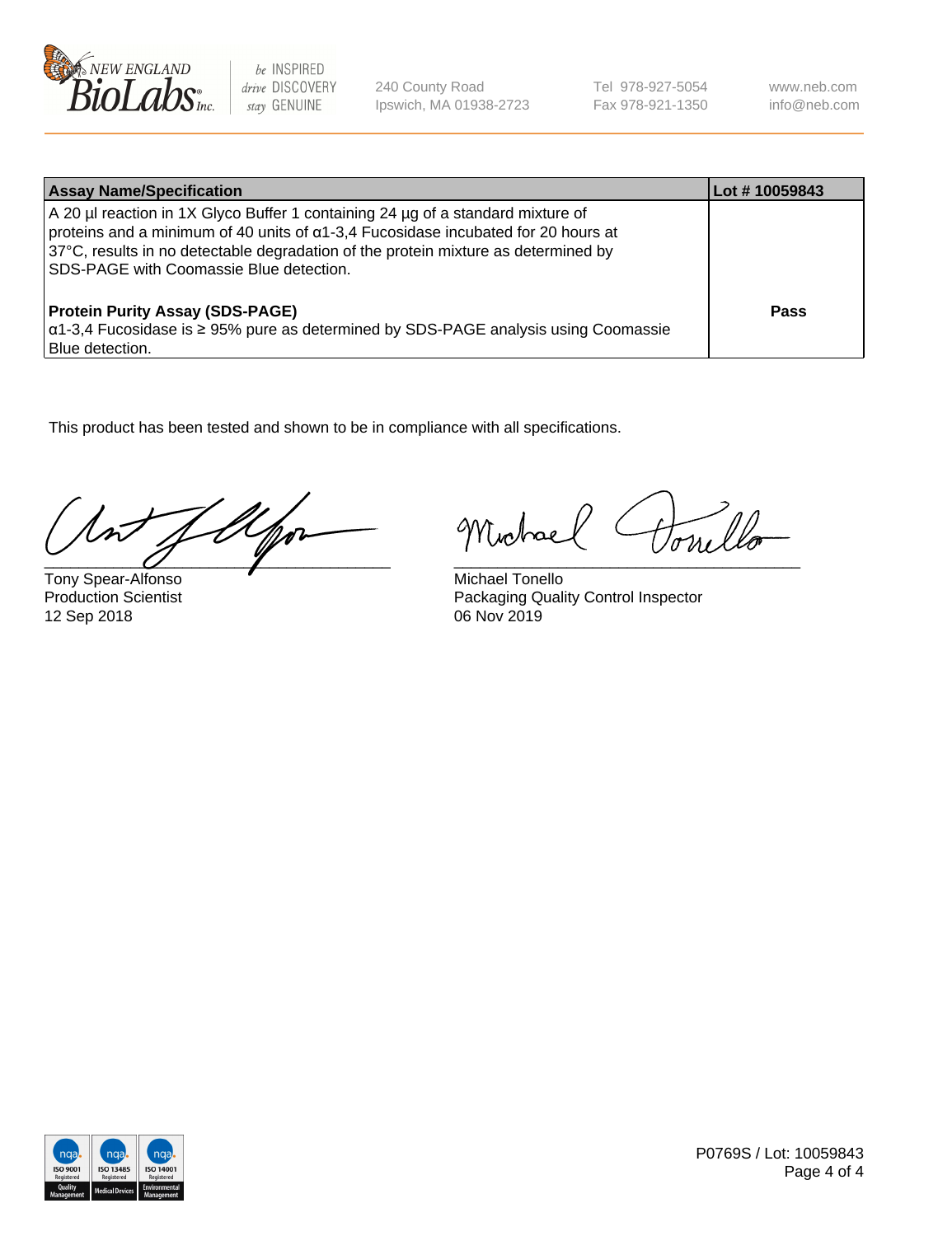| Assay Name/Specification | Lot # 10059843 |
| --- | --- |
| A 20 µl reaction in 1X Glyco Buffer 1 containing 24 µg of a standard mixture of proteins and a minimum of 40 units of α1-3,4 Fucosidase incubated for 20 hours at 37°C, results in no detectable degradation of the protein mixture as determined by SDS-PAGE with Coomassie Blue detection. | |
| **Protein Purity Assay (SDS-PAGE)**<br>α1-3,4 Fucosidase is ≥ 95% pure as determined by SDS-PAGE analysis using Coomassie Blue detection. | **Pass** |

This product has been tested and shown to be in compliance with all specifications.

Tony Spear-Alfonso
Production Scientist
12 Sep 2018

Michael Tonello
Packaging Quality Control Inspector
06 Nov 2019

P0769S / Lot: 10059843